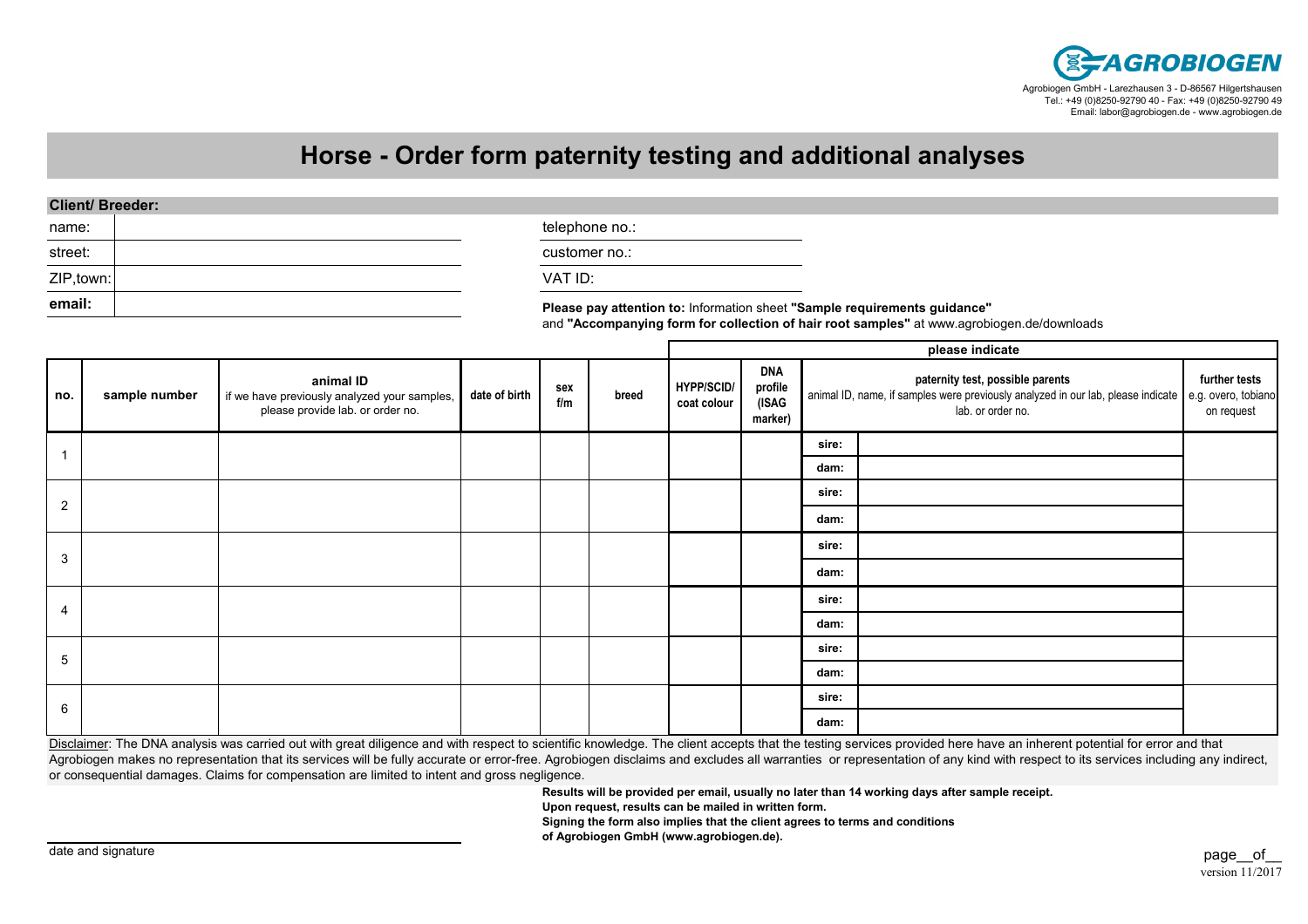AGROBIOGEN

Agrobiogen GmbH - Larezhausen 3 - D-86567 Hilgertshausen
Tel.: +49 (0)8250-92790 40 - Fax: +49 (0)8250-92790 49
Email: labor@agrobiogen.de - www.agrobiogen.de

# Horse - Order form paternity testing and additional analyses

**Client/ Breeder:**

| name: | | telephone no.: |
|---|---|---|
| street: | | customer no.: |
| ZIP,town: | | VAT ID: |
| **email:** | | |

**Please pay attention to:** Information sheet **"Sample requirements guidance"** and **"Accompanying form for collection of hair root samples"** at www.agrobiogen.de/downloads

| | | | | | | please indicate | | | | |
|---|---|---|---|---|---|---|---|---|---|---|
| **no.** | **sample number** | **animal ID** if we have previously analyzed your samples, please provide lab. or order no. | **date of birth** | **sex f/m** | **breed** | **HYPP/SCID/ coat colour** | **DNA profile (ISAG marker)** | **paternity test, possible parents** animal ID, name, if samples were previously analyzed in our lab, please indicate lab. or order no. | | **further tests** e.g. overo, tobiano on request |
| 1 | | | | | | | | sire: | | |
| | | | | | | | | dam: | | |
| 2 | | | | | | | | sire: | | |
| | | | | | | | | dam: | | |
| 3 | | | | | | | | sire: | | |
| | | | | | | | | dam: | | |
| 4 | | | | | | | | sire: | | |
| | | | | | | | | dam: | | |
| 5 | | | | | | | | sire: | | |
| | | | | | | | | dam: | | |
| 6 | | | | | | | | sire: | | |
| | | | | | | | | dam: | | |

Disclaimer: The DNA analysis was carried out with great diligence and with respect to scientific knowledge. The client accepts that the testing services provided here have an inherent potential for error and that Agrobiogen makes no representation that its services will be fully accurate or error-free. Agrobiogen disclaims and excludes all warranties or representation of any kind with respect to its services including any indirect, or consequential damages. Claims for compensation are limited to intent and gross negligence.

**Results will be provided per email, usually no later than 14 working days after sample receipt.**
**Upon request, results can be mailed in written form.**
**Signing the form also implies that the client agrees to terms and conditions of Agrobiogen GmbH (www.agrobiogen.de).**

date and signature

page__of__

version 11/2017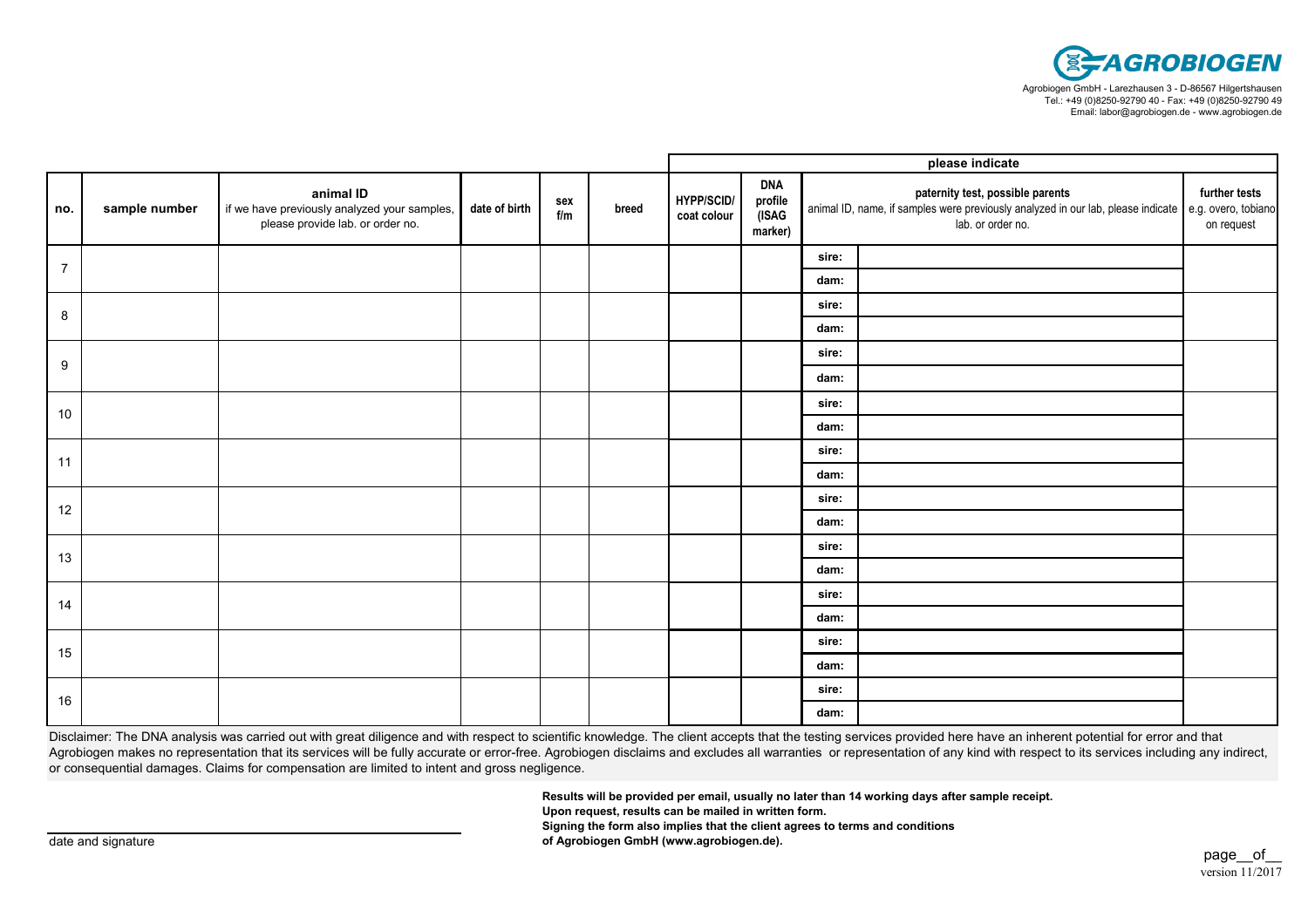**AGROBIOGEN**

Agrobiogen GmbH - Larezhausen 3 - D-86567 Hilgertshausen
Tel.: +49 (0)8250-92790 40 - Fax: +49 (0)8250-92790 49
Email: labor@agrobiogen.de - www.agrobiogen.de

| | | | | | | please indicate | | | | |
|---|---|---|---|---|---|---|---|---|---|---|
| **no.** | **sample number** | **animal ID** if we have previously analyzed your samples, please provide lab. or order no. | **date of birth** | **sex f/m** | **breed** | **HYPP/SCID/ coat colour** | **DNA profile (ISAG marker)** | **paternity test, possible parents** animal ID, name, if samples were previously analyzed in our lab, please indicate lab. or order no. | | **further tests** e.g. overo, tobiano on request |
| 7 | | | | | | | | **sire:** | | |
| | | | | | | | | **dam:** | | |
| 8 | | | | | | | | **sire:** | | |
| | | | | | | | | **dam:** | | |
| 9 | | | | | | | | **sire:** | | |
| | | | | | | | | **dam:** | | |
| 10 | | | | | | | | **sire:** | | |
| | | | | | | | | **dam:** | | |
| 11 | | | | | | | | **sire:** | | |
| | | | | | | | | **dam:** | | |
| 12 | | | | | | | | **sire:** | | |
| | | | | | | | | **dam:** | | |
| 13 | | | | | | | | **sire:** | | |
| | | | | | | | | **dam:** | | |
| 14 | | | | | | | | **sire:** | | |
| | | | | | | | | **dam:** | | |
| 15 | | | | | | | | **sire:** | | |
| | | | | | | | | **dam:** | | |
| 16 | | | | | | | | **sire:** | | |
| | | | | | | | | **dam:** | | |

Disclaimer: The DNA analysis was carried out with great diligence and with respect to scientific knowledge. The client accepts that the testing services provided here have an inherent potential for error and that Agrobiogen makes no representation that its services will be fully accurate or error-free. Agrobiogen disclaims and excludes all warranties or representation of any kind with respect to its services including any indirect, or consequential damages. Claims for compensation are limited to intent and gross negligence.

date and signature

**Results will be provided per email, usually no later than 14 working days after sample receipt.**
**Upon request, results can be mailed in written form.**
**Signing the form also implies that the client agrees to terms and conditions of Agrobiogen GmbH (www.agrobiogen.de).**

page\_\_of\_\_
version 11/2017